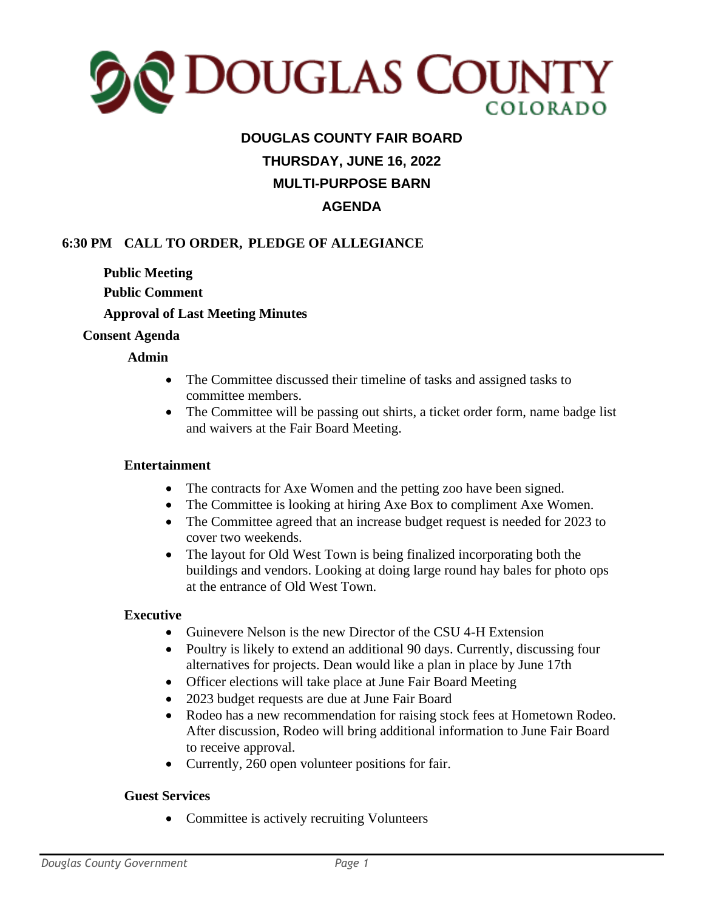# DOUGLAS COUNTY COLORADO

## DOUGLAS COUNTY FAIR BOARD

## THURSDAY, JUNE 16, 2022

## MULTI-PURPOSE BARN

## AGENDA

**6:30 PM CALL TO ORDER, PLEDGE OF ALLEGIANCE**

**Public Meeting**

**Public Comment**

**Approval of Last Meeting Minutes**

**Consent Agenda**

**Admin**

- The Committee discussed their timeline of tasks and assigned tasks to committee members.
- The Committee will be passing out shirts, a ticket order form, name badge list and waivers at the Fair Board Meeting.

**Entertainment**

- The contracts for Axe Women and the petting zoo have been signed.
- The Committee is looking at hiring Axe Box to compliment Axe Women.
- The Committee agreed that an increase budget request is needed for 2023 to cover two weekends.
- The layout for Old West Town is being finalized incorporating both the buildings and vendors. Looking at doing large round hay bales for photo ops at the entrance of Old West Town.

**Executive**

- Guinevere Nelson is the new Director of the CSU 4-H Extension
- Poultry is likely to extend an additional 90 days. Currently, discussing four alternatives for projects. Dean would like a plan in place by June 17th
- Officer elections will take place at June Fair Board Meeting
- 2023 budget requests are due at June Fair Board
- Rodeo has a new recommendation for raising stock fees at Hometown Rodeo. After discussion, Rodeo will bring additional information to June Fair Board to receive approval.
- Currently, 260 open volunteer positions for fair.

**Guest Services**

- Committee is actively recruiting Volunteers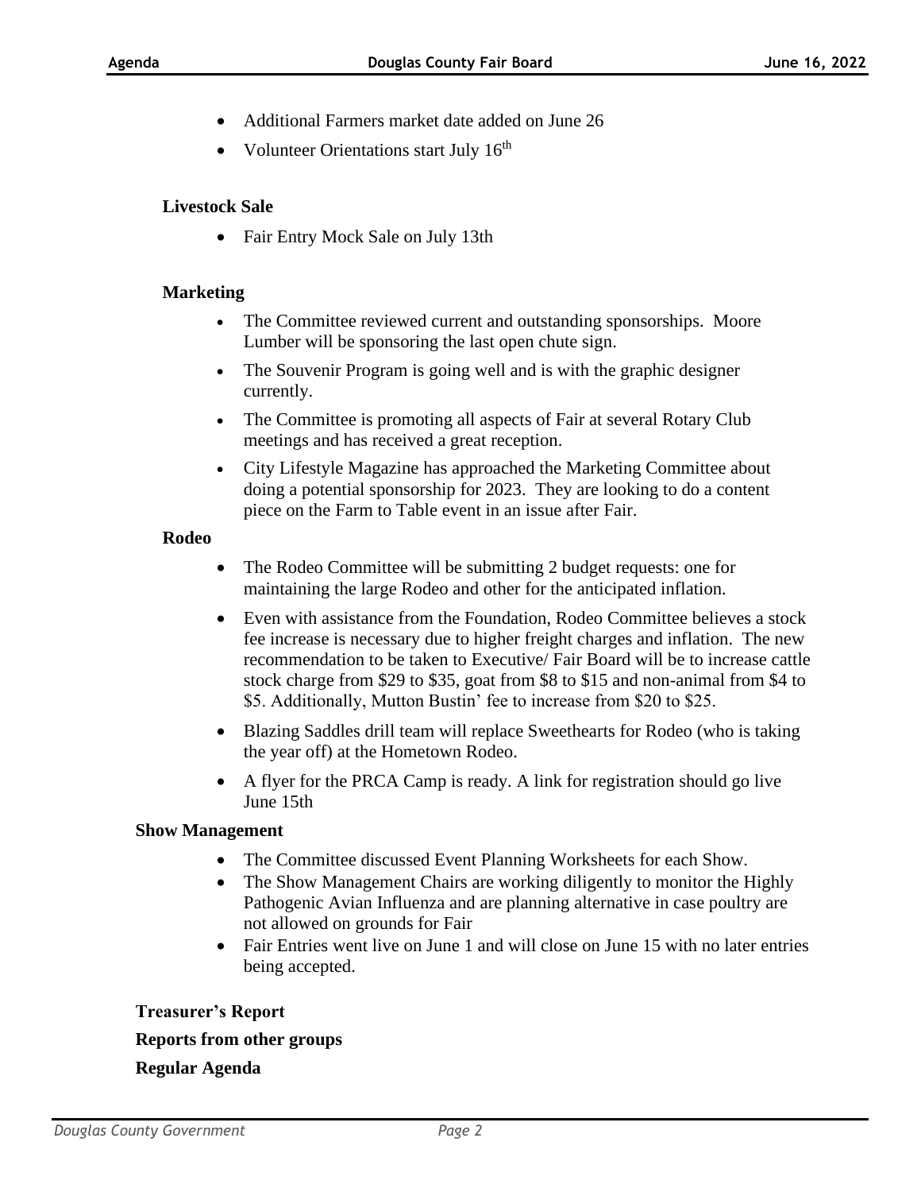- Additional Farmers market date added on June 26
- Volunteer Orientations start July 16th

**Livestock Sale**

- Fair Entry Mock Sale on July 13th

**Marketing**

- The Committee reviewed current and outstanding sponsorships. Moore Lumber will be sponsoring the last open chute sign.
- The Souvenir Program is going well and is with the graphic designer currently.
- The Committee is promoting all aspects of Fair at several Rotary Club meetings and has received a great reception.
- City Lifestyle Magazine has approached the Marketing Committee about doing a potential sponsorship for 2023. They are looking to do a content piece on the Farm to Table event in an issue after Fair.

**Rodeo**

- The Rodeo Committee will be submitting 2 budget requests: one for maintaining the large Rodeo and other for the anticipated inflation.
- Even with assistance from the Foundation, Rodeo Committee believes a stock fee increase is necessary due to higher freight charges and inflation. The new recommendation to be taken to Executive/ Fair Board will be to increase cattle stock charge from $29 to $35, goat from $8 to $15 and non-animal from $4 to $5. Additionally, Mutton Bustin' fee to increase from $20 to $25.
- Blazing Saddles drill team will replace Sweethearts for Rodeo (who is taking the year off) at the Hometown Rodeo.
- A flyer for the PRCA Camp is ready. A link for registration should go live June 15th

**Show Management**

- The Committee discussed Event Planning Worksheets for each Show.
- The Show Management Chairs are working diligently to monitor the Highly Pathogenic Avian Influenza and are planning alternative in case poultry are not allowed on grounds for Fair
- Fair Entries went live on June 1 and will close on June 15 with no later entries being accepted.

**Treasurer's Report**

**Reports from other groups**

**Regular Agenda**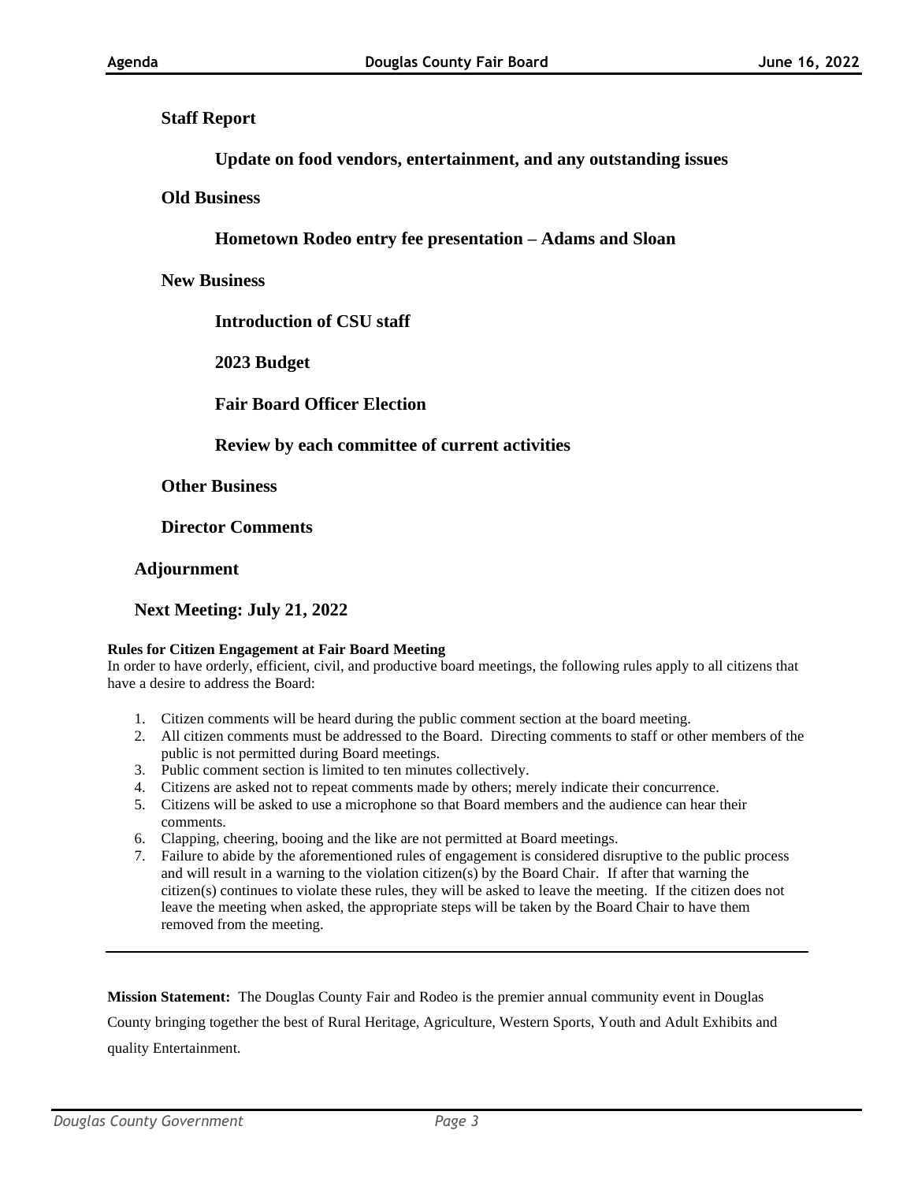**Staff Report**

**Update on food vendors, entertainment, and any outstanding issues**

**Old Business**

**Hometown Rodeo entry fee presentation – Adams and Sloan**

**New Business**

**Introduction of CSU staff**

**2023 Budget**

**Fair Board Officer Election**

**Review by each committee of current activities**

**Other Business**

**Director Comments**

**Adjournment**

**Next Meeting: July 21, 2022**

**Rules for Citizen Engagement at Fair Board Meeting**

In order to have orderly, efficient, civil, and productive board meetings, the following rules apply to all citizens that have a desire to address the Board:

1. Citizen comments will be heard during the public comment section at the board meeting.
2. All citizen comments must be addressed to the Board. Directing comments to staff or other members of the public is not permitted during Board meetings.
3. Public comment section is limited to ten minutes collectively.
4. Citizens are asked not to repeat comments made by others; merely indicate their concurrence.
5. Citizens will be asked to use a microphone so that Board members and the audience can hear their comments.
6. Clapping, cheering, booing and the like are not permitted at Board meetings.
7. Failure to abide by the aforementioned rules of engagement is considered disruptive to the public process and will result in a warning to the violation citizen(s) by the Board Chair. If after that warning the citizen(s) continues to violate these rules, they will be asked to leave the meeting. If the citizen does not leave the meeting when asked, the appropriate steps will be taken by the Board Chair to have them removed from the meeting.

---

**Mission Statement:** The Douglas County Fair and Rodeo is the premier annual community event in Douglas County bringing together the best of Rural Heritage, Agriculture, Western Sports, Youth and Adult Exhibits and quality Entertainment.